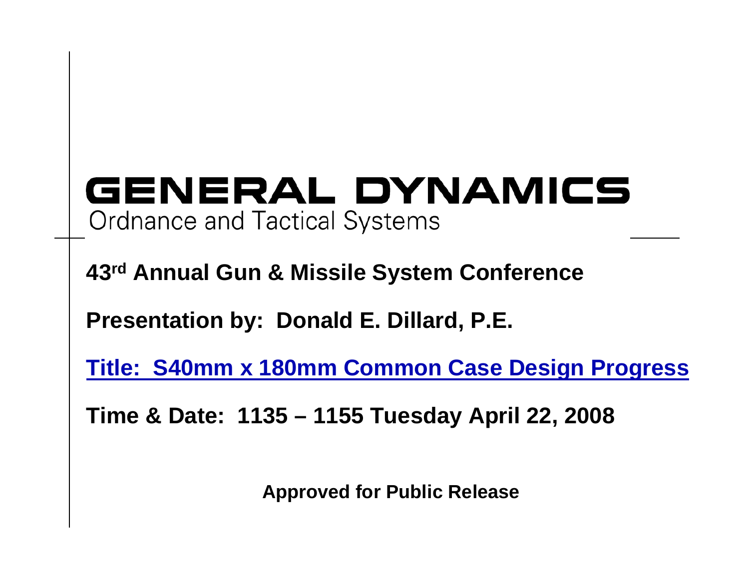# GENERAL DYNAMICS

Ordnance and Tactical Systems

**43rd Annual Gun & Missile System Conference**

**Presentation by: Donald E. Dillard, P.E.**

**Title: S40mm x 180mm Common Case Design Progress**

**Time & Date: 1135 – 1155 Tuesday April 22, 2008**

**Approved for Public Release**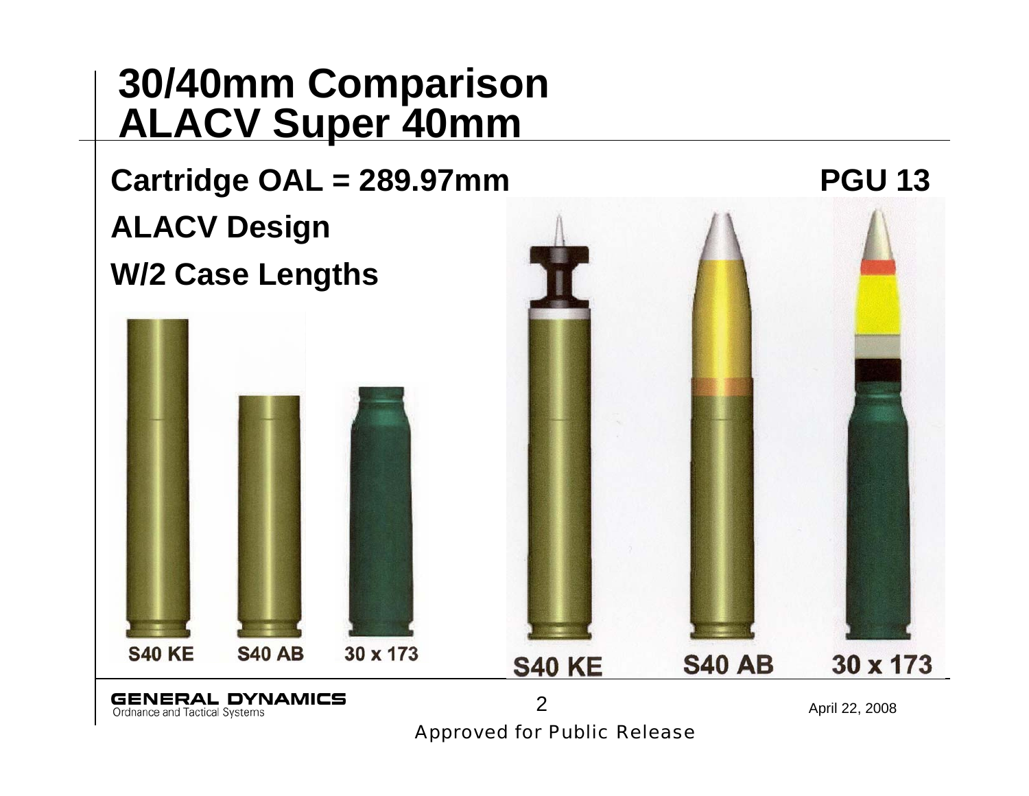# 30/40mm Comparison ALACV Super 40mm

**Cartridge OAL = 289.97mm**

**ALACV Design**

**W/2 Case Lengths**

**PGU 13**

S40 KE S40 AB 30 x 173

S40 KE S40 AB 30 x 173

Approved for Public Release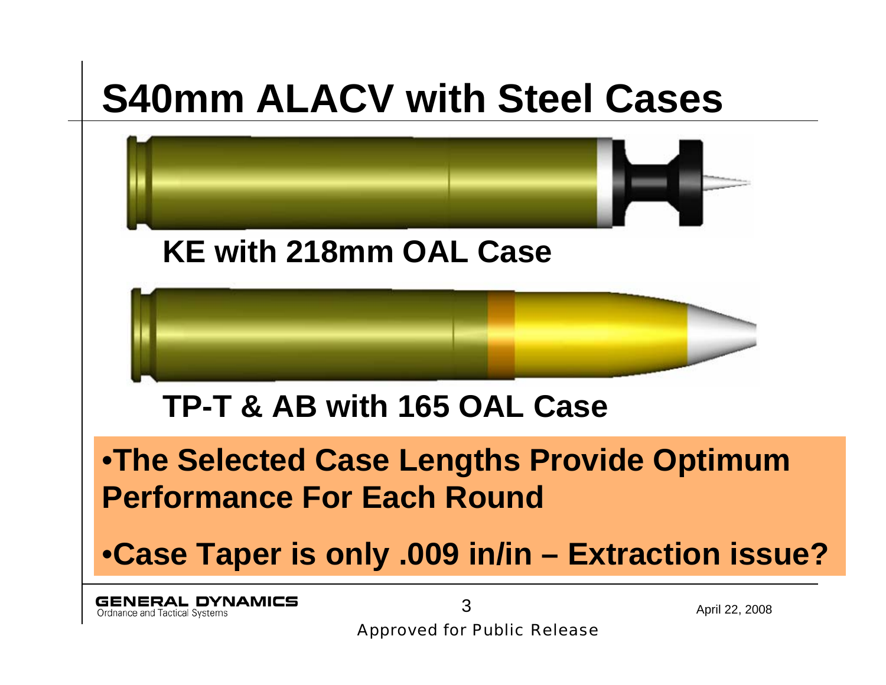# S40mm ALACV with Steel Cases

**KE with 218mm OAL Case**

**TP-T & AB with 165 OAL Case**

- **The Selected Case Lengths Provide Optimum Performance For Each Round**
- **Case Taper is only .009 in/in – Extraction issue?**

GENERAL DYNAMICS
Ordnance and Tactical Systems

April 22, 2008

Approved for Public Release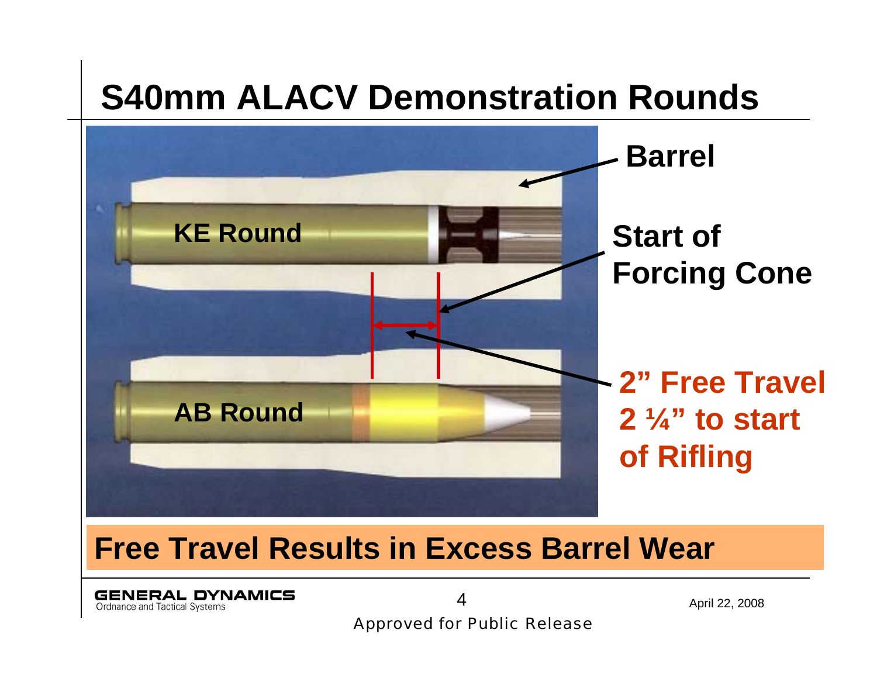# S40mm ALACV Demonstration Rounds

Barrel

KE Round

Start of Forcing Cone

AB Round

2” Free Travel
2 ¼” to start of Rifling

**Free Travel Results in Excess Barrel Wear**

Approved for Public Release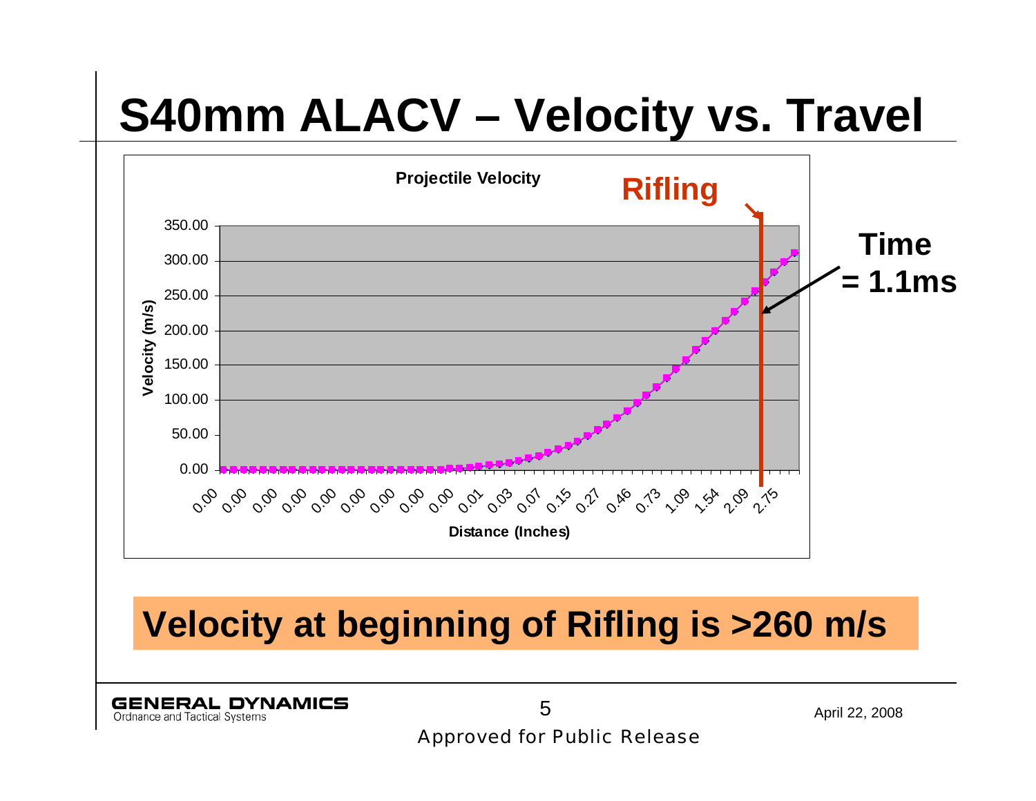# S40mm ALACV – Velocity vs. Travel

**Projectile Velocity**

**Rifling**

**Time = 1.1ms**

Velocity (m/s): 0.00, 50.00, 100.00, 150.00, 200.00, 250.00, 300.00, 350.00

Distance (Inches): 0.00, 0.00, 0.00, 0.00, 0.00, 0.00, 0.00, 0.00, 0.00, 0.01, 0.03, 0.07, 0.15, 0.27, 0.46, 0.73, 1.09, 1.54, 2.09, 2.75

**Velocity at beginning of Rifling is >260 m/s**

GENERAL DYNAMICS
Ordnance and Tactical Systems

April 22, 2008

Approved for Public Release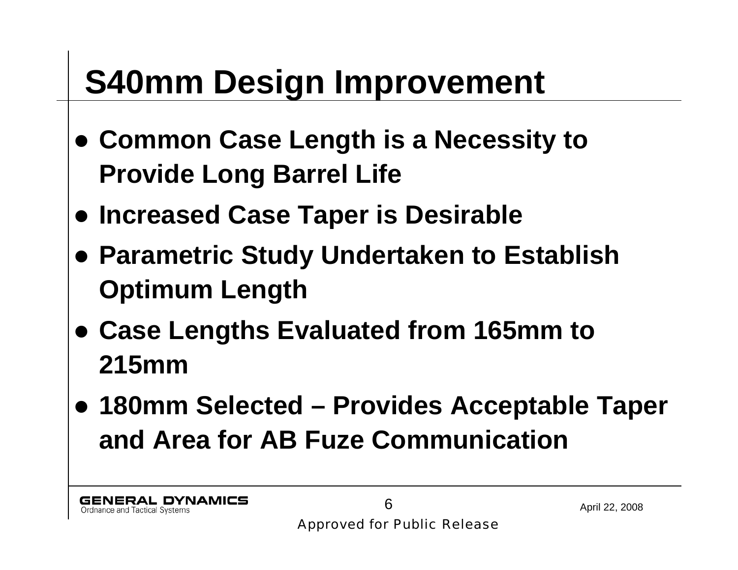# S40mm Design Improvement

- **Common Case Length is a Necessity to Provide Long Barrel Life**
- **Increased Case Taper is Desirable**
- **Parametric Study Undertaken to Establish Optimum Length**
- **Case Lengths Evaluated from 165mm to 215mm**
- **180mm Selected – Provides Acceptable Taper and Area for AB Fuze Communication**

GENERAL DYNAMICS
Ordnance and Tactical Systems

April 22, 2008

Approved for Public Release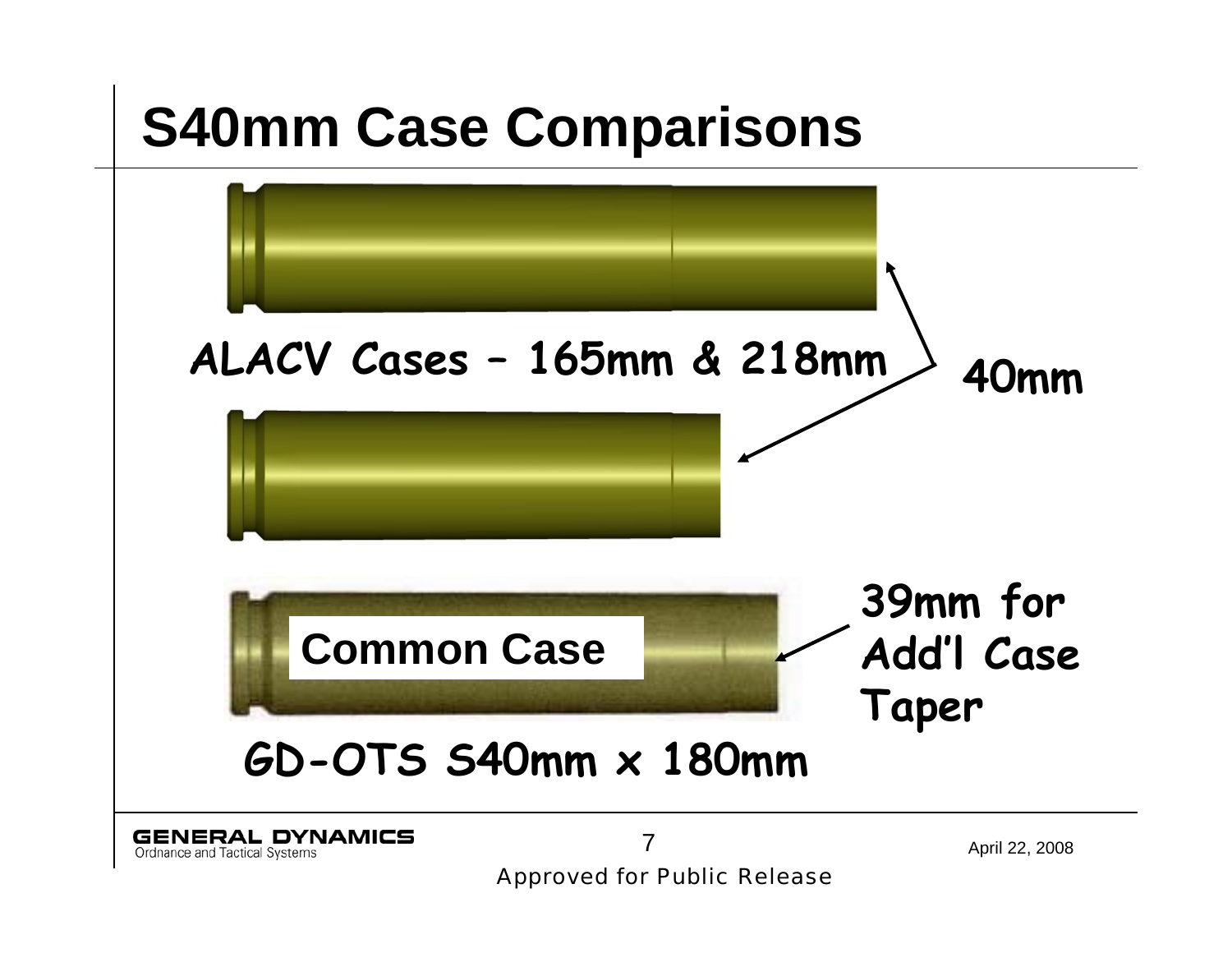# S40mm Case Comparisons

ALACV Cases – 165mm & 218mm

40mm

Common Case

39mm for Add'l Case Taper

GD-OTS S40mm x 180mm

Approved for Public Release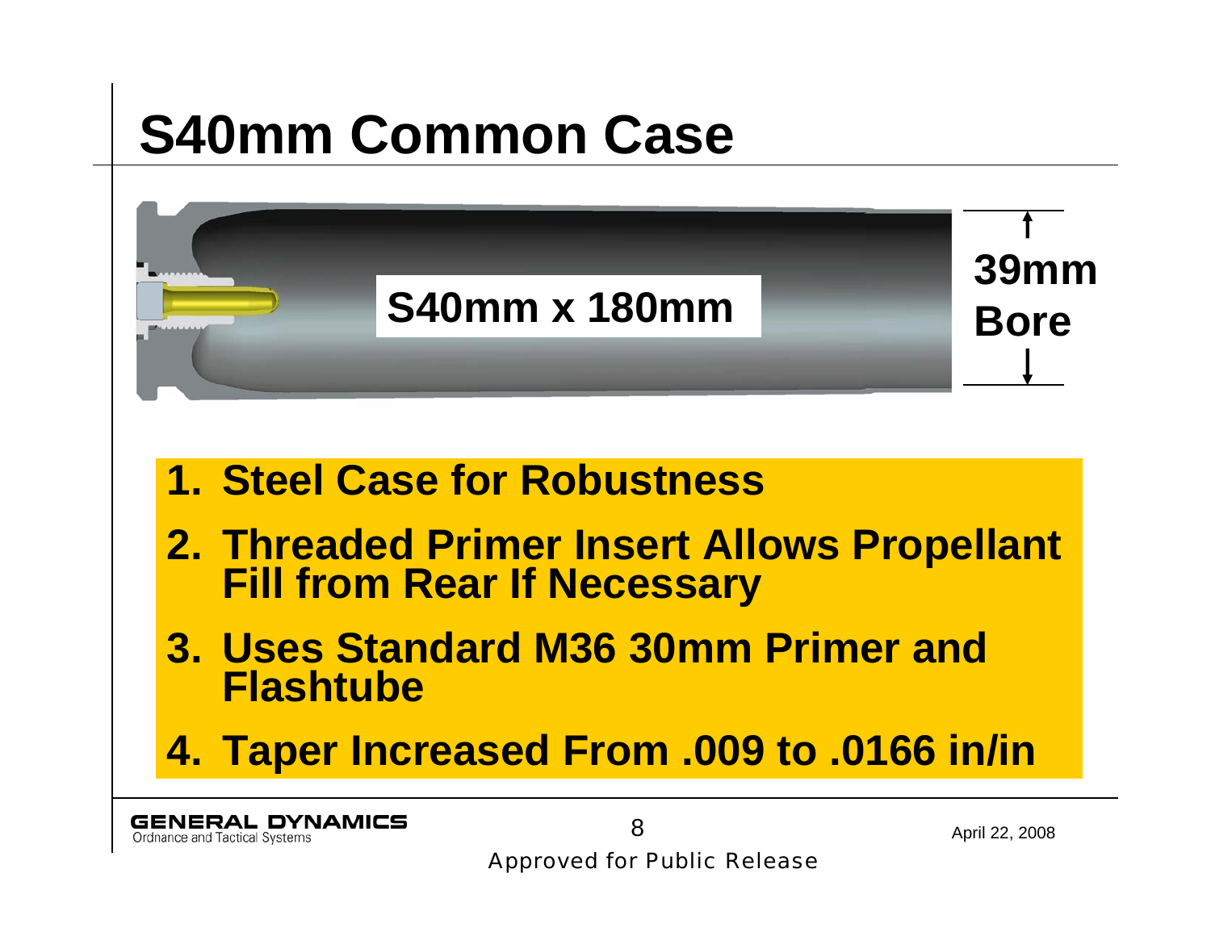# S40mm Common Case

S40mm x 180mm

39mm Bore

1. **Steel Case for Robustness**
2. **Threaded Primer Insert Allows Propellant Fill from Rear If Necessary**
3. **Uses Standard M36 30mm Primer and Flashtube**
4. **Taper Increased From .009 to .0166 in/in**

GENERAL DYNAMICS
Ordnance and Tactical Systems

April 22, 2008

Approved for Public Release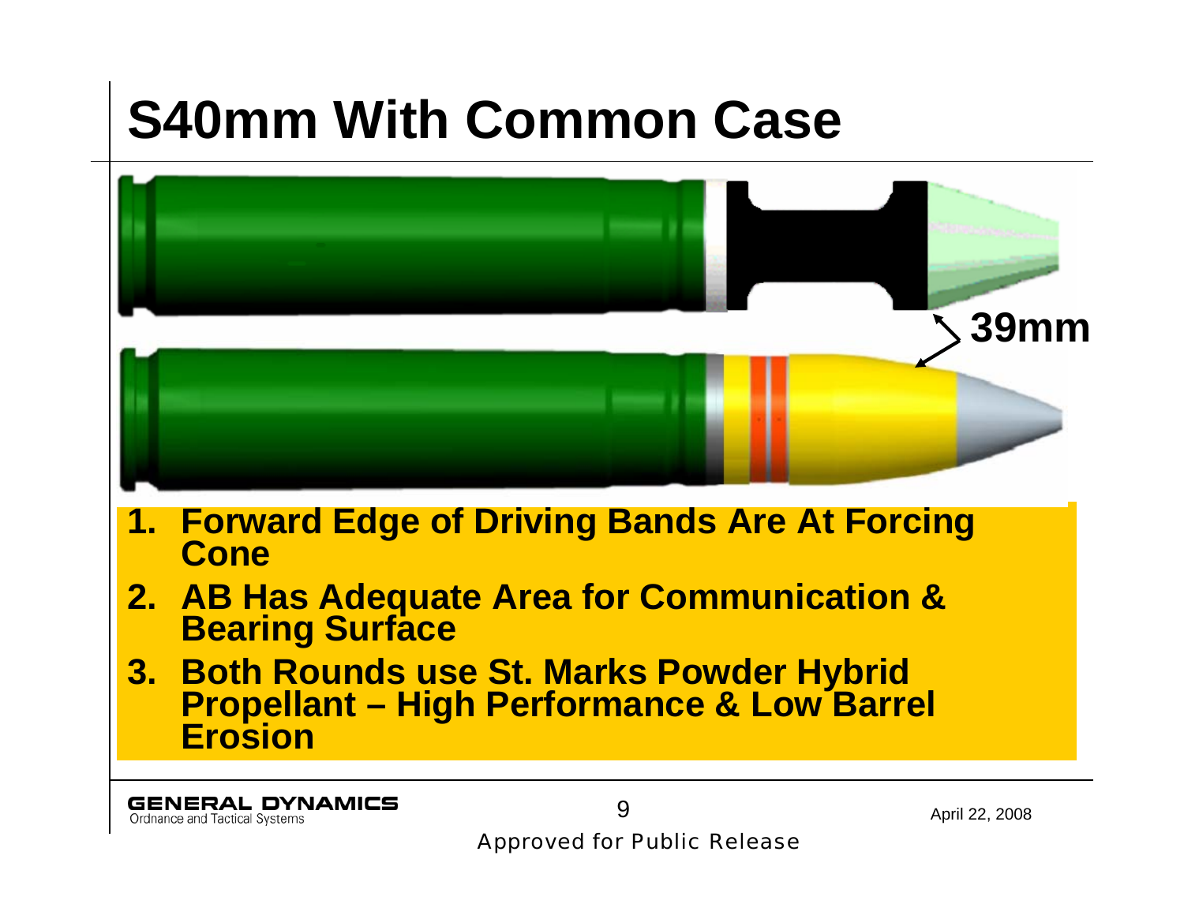# S40mm With Common Case

39mm

1. **Forward Edge of Driving Bands Are At Forcing Cone**
2. **AB Has Adequate Area for Communication & Bearing Surface**
3. **Both Rounds use St. Marks Powder Hybrid Propellant – High Performance & Low Barrel Erosion**

GENERAL DYNAMICS
Ordnance and Tactical Systems

April 22, 2008

Approved for Public Release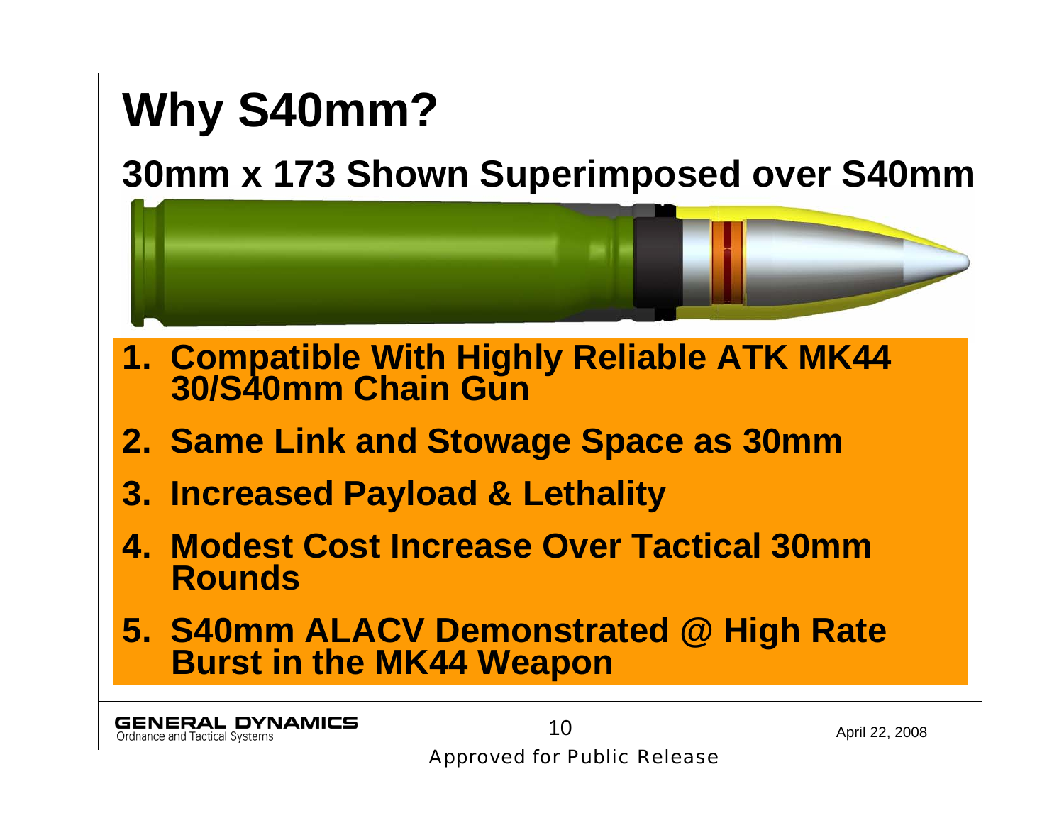# Why S40mm?

## 30mm x 173 Shown Superimposed over S40mm

1. **Compatible With Highly Reliable ATK MK44 30/S40mm Chain Gun**
2. **Same Link and Stowage Space as 30mm**
3. **Increased Payload & Lethality**
4. **Modest Cost Increase Over Tactical 30mm Rounds**
5. **S40mm ALACV Demonstrated @ High Rate Burst in the MK44 Weapon**

GENERAL DYNAMICS
Ordnance and Tactical Systems

April 22, 2008

Approved for Public Release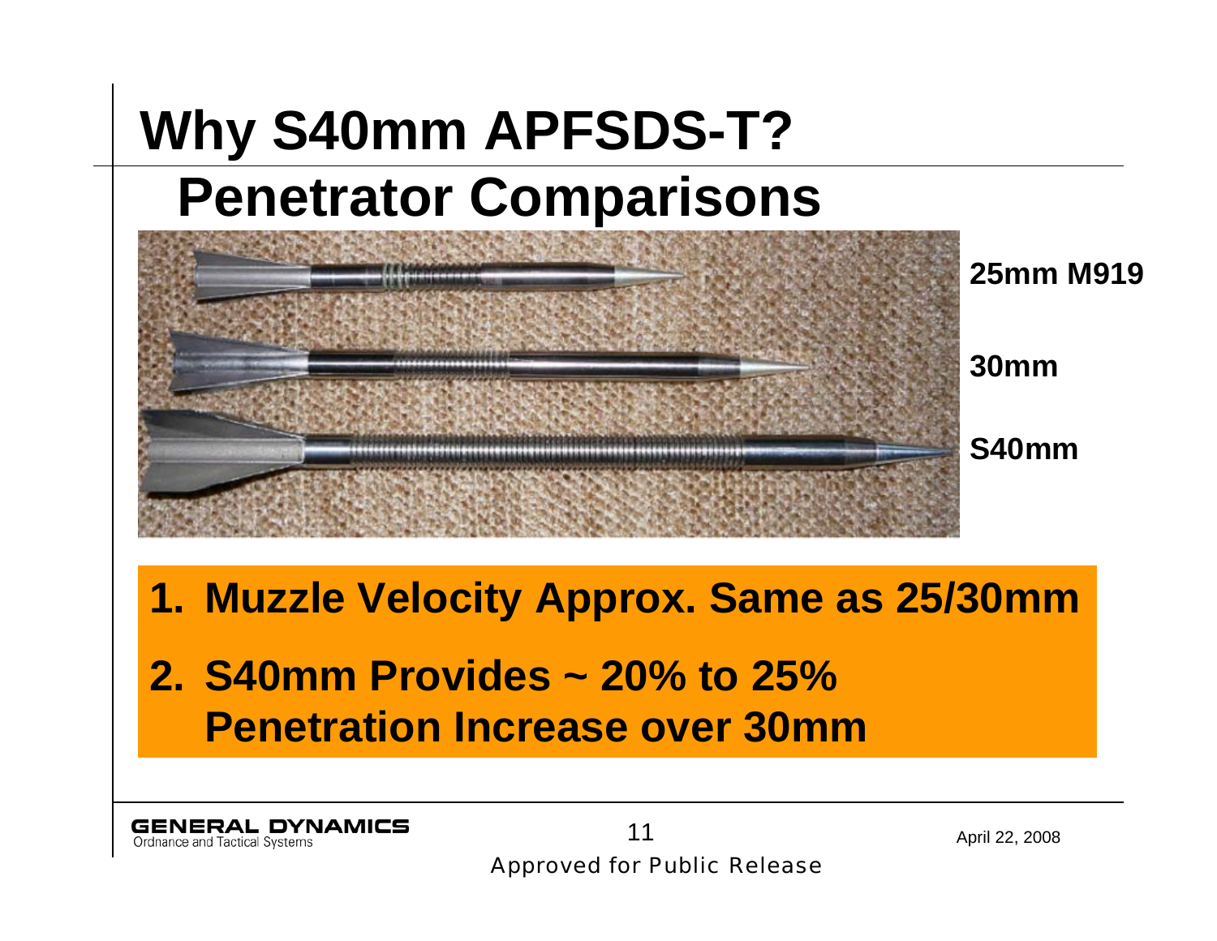# Why S40mm APFSDS-T?

## Penetrator Comparisons

25mm M919

30mm

S40mm

1. **Muzzle Velocity Approx. Same as 25/30mm**
2. **S40mm Provides ~ 20% to 25% Penetration Increase over 30mm**

GENERAL DYNAMICS
Ordnance and Tactical Systems

April 22, 2008

Approved for Public Release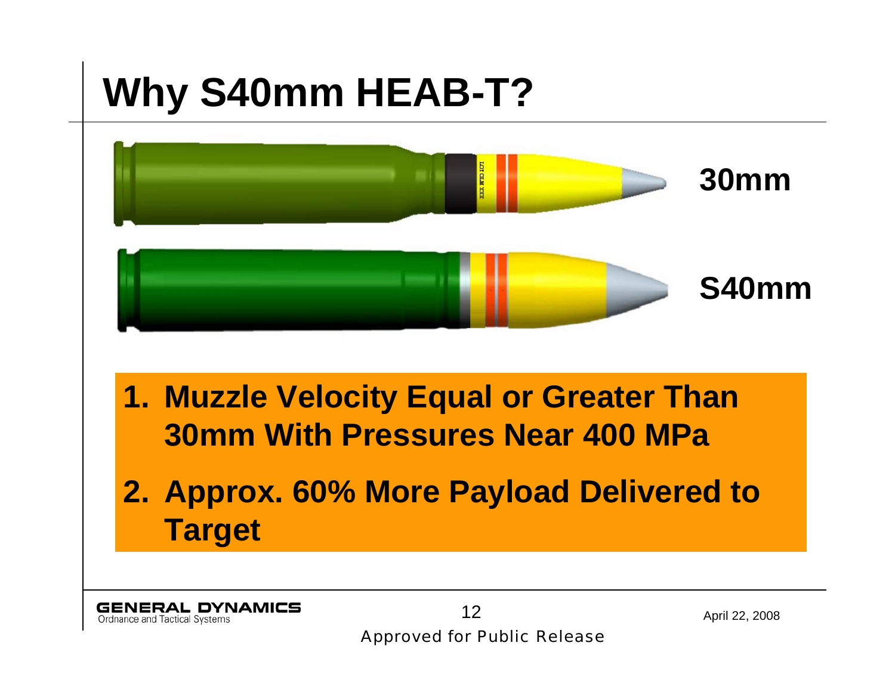# Why S40mm HEAB-T?

30mm

S40mm

1. **Muzzle Velocity Equal or Greater Than 30mm With Pressures Near 400 MPa**
2. **Approx. 60% More Payload Delivered to Target**

GENERAL DYNAMICS
Ordnance and Tactical Systems

April 22, 2008

Approved for Public Release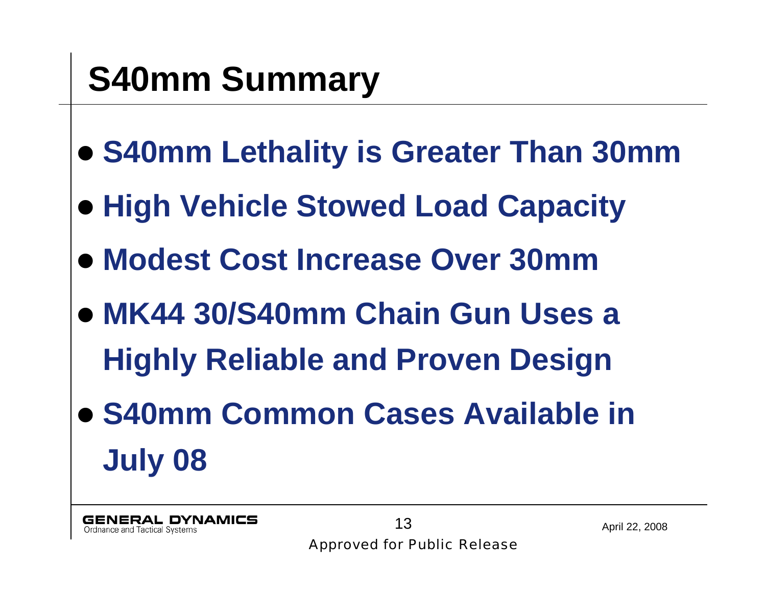# S40mm Summary

- **S40mm Lethality is Greater Than 30mm**
- **High Vehicle Stowed Load Capacity**
- **Modest Cost Increase Over 30mm**
- **MK44 30/S40mm Chain Gun Uses a Highly Reliable and Proven Design**
- **S40mm Common Cases Available in July 08**

Approved for Public Release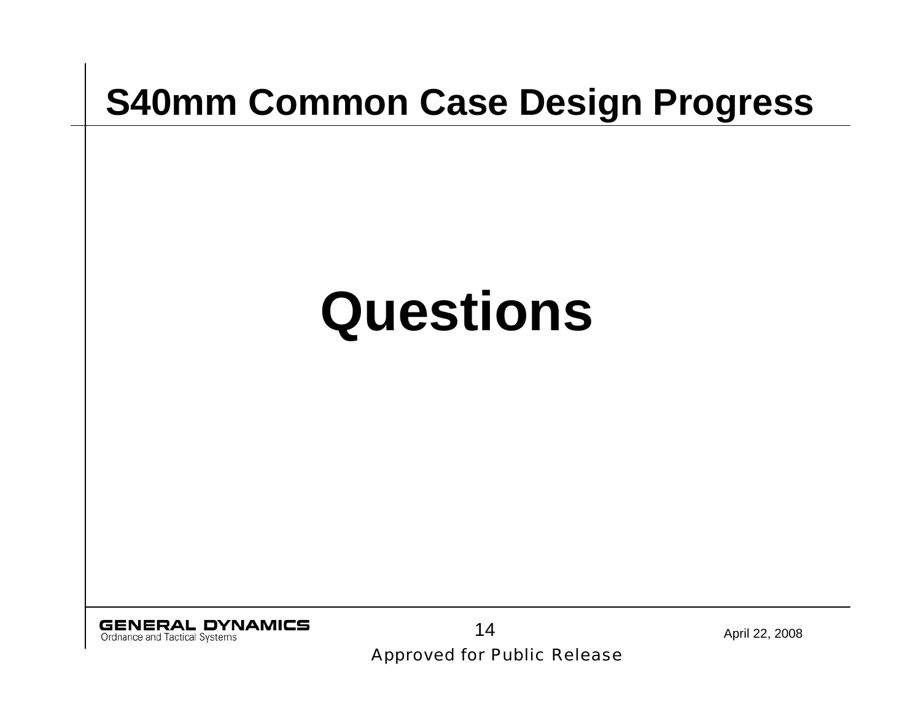# S40mm Common Case Design Progress

## Questions